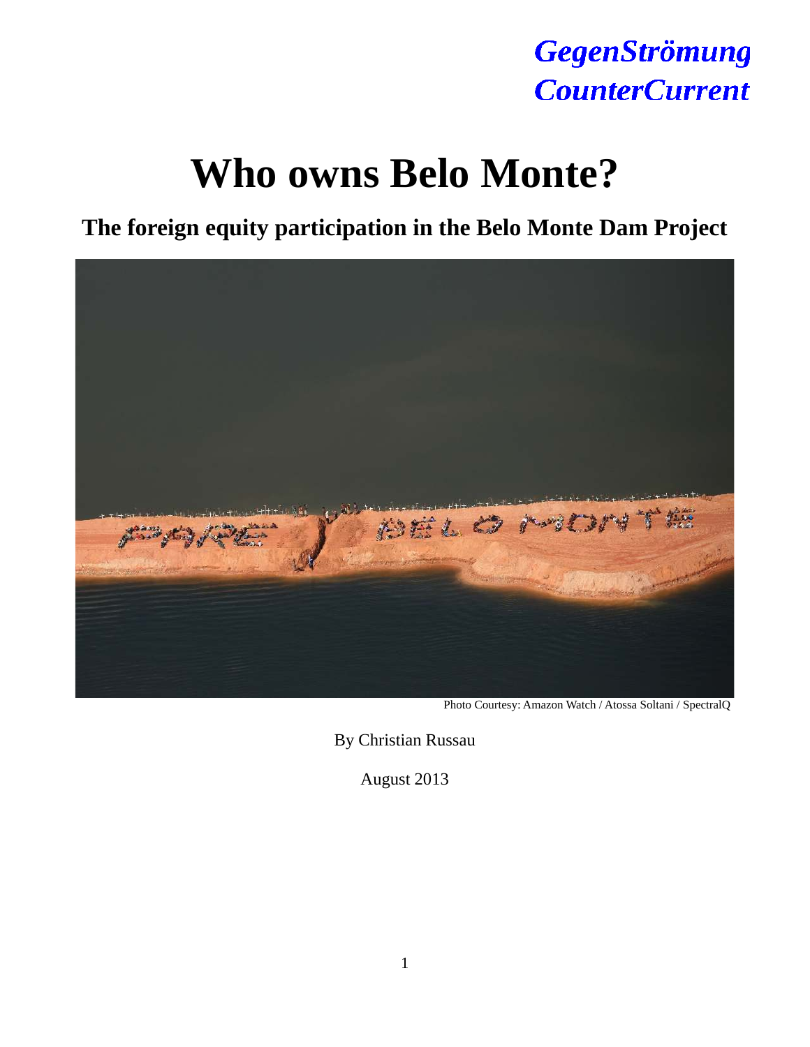GegenStrömung
CounterCurrent

# Who owns Belo Monte?

## The foreign equity participation in the Belo Monte Dam Project

Photo Courtesy: Amazon Watch / Atossa Soltani / SpectralQ

By Christian Russau

August 2013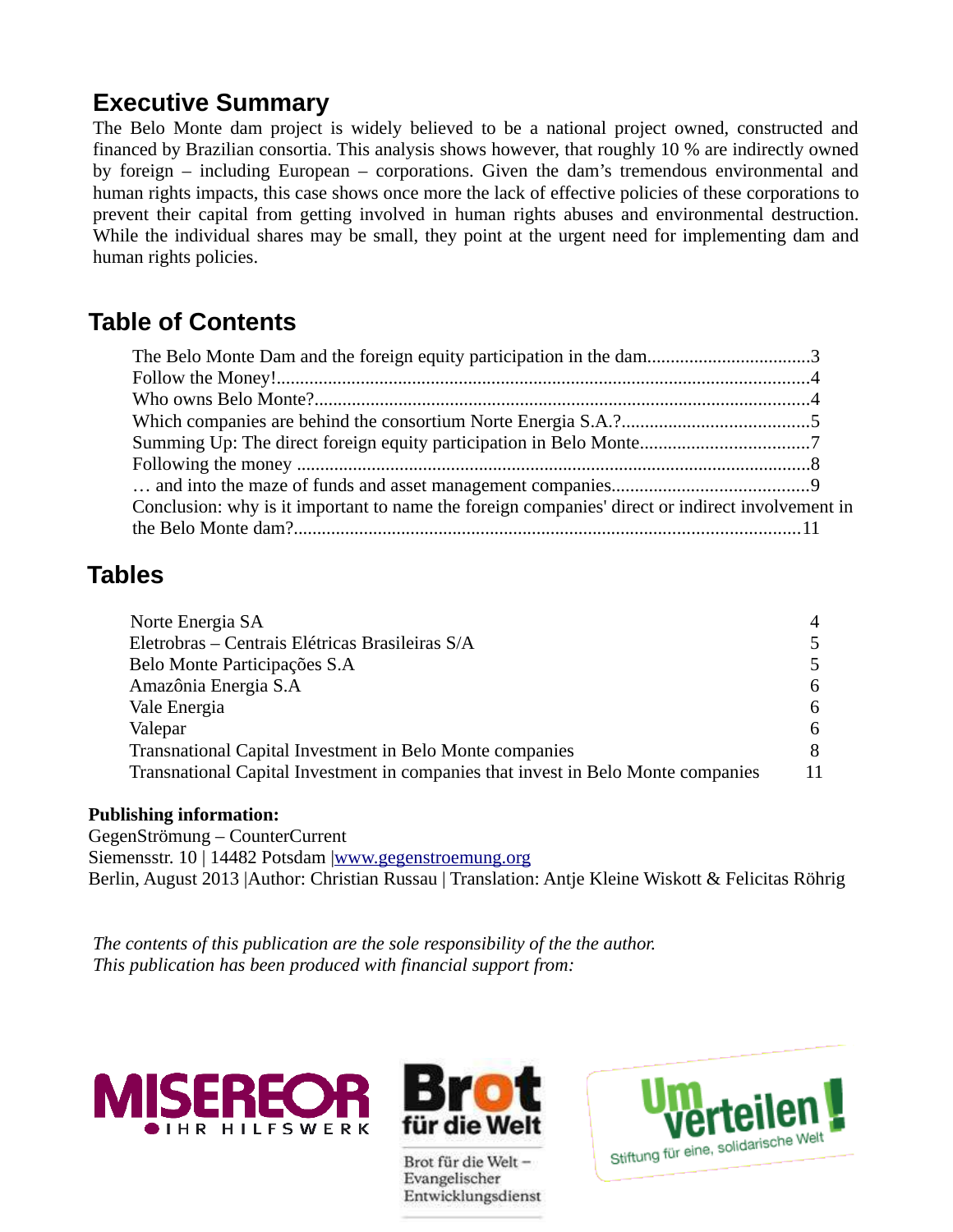## Executive Summary

The Belo Monte dam project is widely believed to be a national project owned, constructed and financed by Brazilian consortia. This analysis shows however, that roughly 10 % are indirectly owned by foreign – including European – corporations. Given the dam's tremendous environmental and human rights impacts, this case shows once more the lack of effective policies of these corporations to prevent their capital from getting involved in human rights abuses and environmental destruction. While the individual shares may be small, they point at the urgent need for implementing dam and human rights policies.

## Table of Contents

The Belo Monte Dam and the foreign equity participation in the dam..................................3
Follow the Money!.................................................................................................................4
Who owns Belo Monte?.........................................................................................................4
Which companies are behind the consortium Norte Energia S.A.?........................................5
Summing Up: The direct foreign equity participation in Belo Monte....................................7
Following the money .............................................................................................................8
… and into the maze of funds and asset management companies.........................................9
Conclusion: why is it important to name the foreign companies' direct or indirect involvement in the Belo Monte dam?...........................................................................................................11

## Tables

| | |
|---|---|
| Norte Energia SA | 4 |
| Eletrobras – Centrais Elétricas Brasileiras S/A | 5 |
| Belo Monte Participações S.A | 5 |
| Amazônia Energia S.A | 6 |
| Vale Energia | 6 |
| Valepar | 6 |
| Transnational Capital Investment in Belo Monte companies | 8 |
| Transnational Capital Investment in companies that invest in Belo Monte companies | 11 |

**Publishing information:**
GegenStrömung – CounterCurrent
Siemensstr. 10 | 14482 Potsdam |www.gegenstroemung.org
Berlin, August 2013 |Author: Christian Russau | Translation: Antje Kleine Wiskott & Felicitas Röhrig

*The contents of this publication are the sole responsibility of the the author.*
*This publication has been produced with financial support from:*

MISEREOR IHR HILFSWERK

Brot für die Welt
Brot für die Welt – Evangelischer Entwicklungsdienst

Umverteilen! Stiftung für eine, solidarische Welt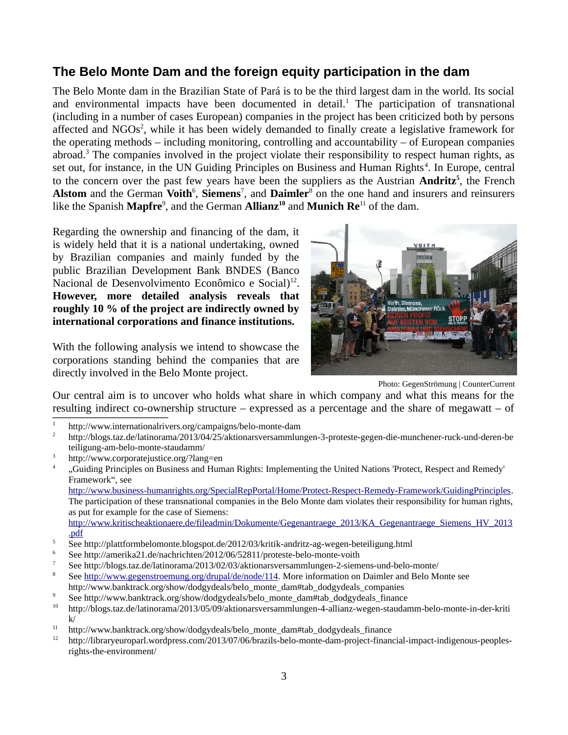## The Belo Monte Dam and the foreign equity participation in the dam

The Belo Monte dam in the Brazilian State of Pará is to be the third largest dam in the world. Its social and environmental impacts have been documented in detail.[1] The participation of transnational (including in a number of cases European) companies in the project has been criticized both by persons affected and NGOs[2], while it has been widely demanded to finally create a legislative framework for the operating methods – including monitoring, controlling and accountability – of European companies abroad.[3] The companies involved in the project violate their responsibility to respect human rights, as set out, for instance, in the UN Guiding Principles on Business and Human Rights[4]. In Europe, central to the concern over the past few years have been the suppliers as the Austrian **Andritz**[5], the French **Alstom** and the German **Voith**[6], **Siemens**[7], and **Daimler**[8] on the one hand and insurers and reinsurers like the Spanish **Mapfre**[9], and the German **Allianz**[10] and **Munich Re**[11] of the dam.

Regarding the ownership and financing of the dam, it is widely held that it is a national undertaking, owned by Brazilian companies and mainly funded by the public Brazilian Development Bank BNDES (Banco Nacional de Desenvolvimento Econômico e Social)[12]. **However, more detailed analysis reveals that roughly 10 % of the project are indirectly owned by international corporations and finance institutions.**

Photo: GegenStrömung | CounterCurrent

With the following analysis we intend to showcase the corporations standing behind the companies that are directly involved in the Belo Monte project.

Our central aim is to uncover who holds what share in which company and what this means for the resulting indirect co-ownership structure – expressed as a percentage and the share of megawatt – of

---

1 http://www.internationalrivers.org/campaigns/belo-monte-dam

2 http://blogs.taz.de/latinorama/2013/04/25/aktionarsversammlungen-3-proteste-gegen-die-munchener-ruck-und-deren-beteiligung-am-belo-monte-staudamm/

3 http://www.corporatejustice.org/?lang=en

4 „Guiding Principles on Business and Human Rights: Implementing the United Nations 'Protect, Respect and Remedy' Framework", see http://www.business-humanrights.org/SpecialRepPortal/Home/Protect-Respect-Remedy-Framework/GuidingPrinciples. The participation of these transnational companies in the Belo Monte dam violates their responsibility for human rights, as put for example for the case of Siemens: http://www.kritischeaktionaere.de/fileadmin/Dokumente/Gegenantraege_2013/KA_Gegenantraege_Siemens_HV_2013.pdf

5 See http://plattformbelomonte.blogspot.de/2012/03/kritik-andritz-ag-wegen-beteiligung.html

6 See http://amerika21.de/nachrichten/2012/06/52811/proteste-belo-monte-voith

7 See http://blogs.taz.de/latinorama/2013/02/03/aktionarsversammlungen-2-siemens-und-belo-monte/

8 See http://www.gegenstroemung.org/drupal/de/node/114. More information on Daimler and Belo Monte see http://www.banktrack.org/show/dodgydeals/belo_monte_dam#tab_dodgydeals_companies

9 See http://www.banktrack.org/show/dodgydeals/belo_monte_dam#tab_dodgydeals_finance

10 http://blogs.taz.de/latinorama/2013/05/09/aktionarsversammlungen-4-allianz-wegen-staudamm-belo-monte-in-der-kritik/

11 http://www.banktrack.org/show/dodgydeals/belo_monte_dam#tab_dodgydeals_finance

12 http://libraryeuroparl.wordpress.com/2013/07/06/brazils-belo-monte-dam-project-financial-impact-indigenous-peoples-rights-the-environment/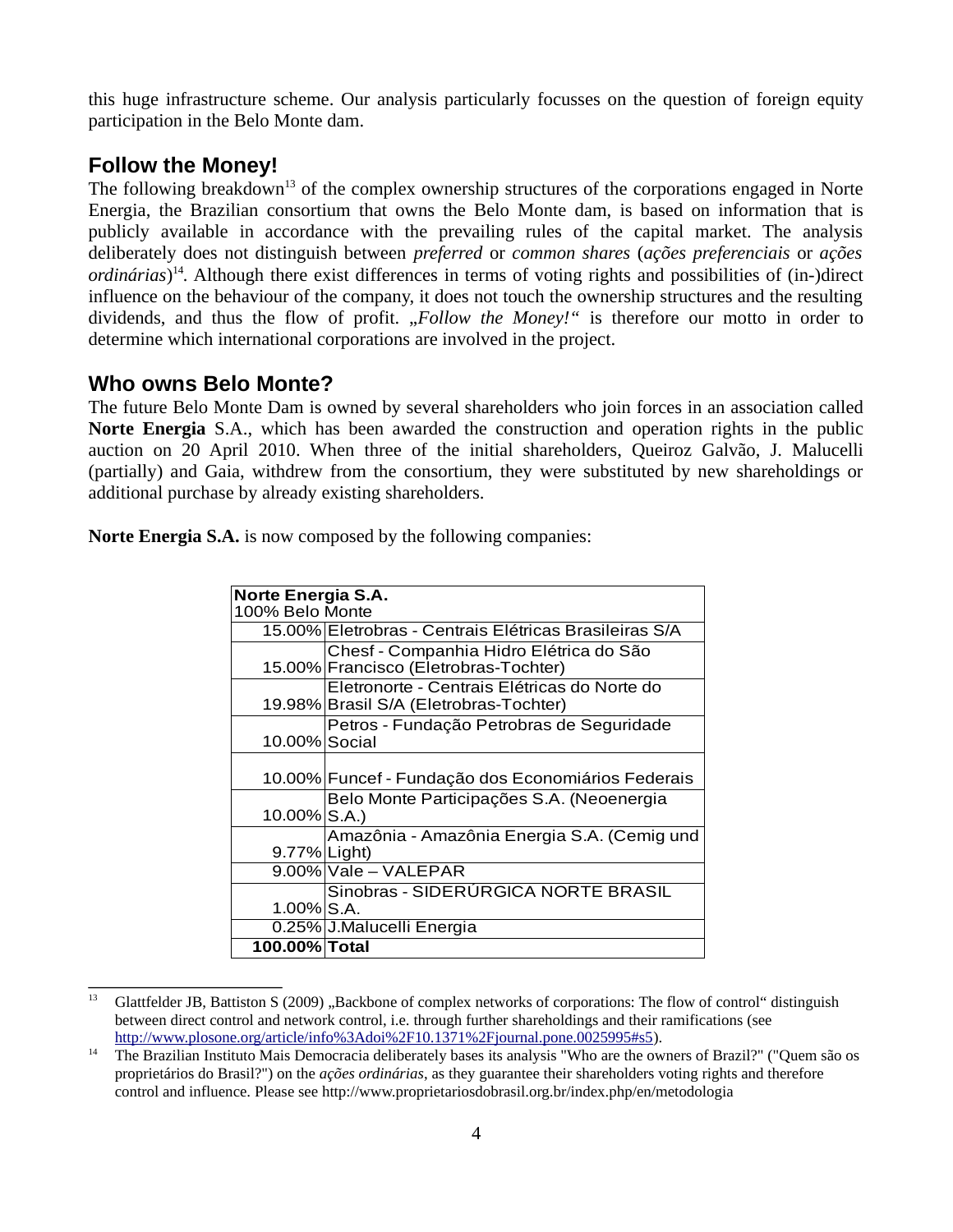this huge infrastructure scheme. Our analysis particularly focusses on the question of foreign equity participation in the Belo Monte dam.

## Follow the Money!

The following breakdown[13] of the complex ownership structures of the corporations engaged in Norte Energia, the Brazilian consortium that owns the Belo Monte dam, is based on information that is publicly available in accordance with the prevailing rules of the capital market. The analysis deliberately does not distinguish between *preferred* or *common shares* (*ações preferenciais* or *ações ordinárias*)[14]. Although there exist differences in terms of voting rights and possibilities of (in-)direct influence on the behaviour of the company, it does not touch the ownership structures and the resulting dividends, and thus the flow of profit. „*Follow the Money!*" is therefore our motto in order to determine which international corporations are involved in the project.

## Who owns Belo Monte?

The future Belo Monte Dam is owned by several shareholders who join forces in an association called **Norte Energia** S.A., which has been awarded the construction and operation rights in the public auction on 20 April 2010. When three of the initial shareholders, Queiroz Galvão, J. Malucelli (partially) and Gaia, withdrew from the consortium, they were substituted by new shareholdings or additional purchase by already existing shareholders.

**Norte Energia S.A.** is now composed by the following companies:

| **Norte Energia S.A.** 100% Belo Monte | |
|---|---|
| 15.00% | Eletrobras - Centrais Elétricas Brasileiras S/A |
| 15.00% | Chesf - Companhia Hidro Elétrica do São Francisco (Eletrobras-Tochter) |
| 19.98% | Eletronorte - Centrais Elétricas do Norte do Brasil S/A (Eletrobras-Tochter) |
| 10.00% | Petros - Fundação Petrobras de Seguridade Social |
| 10.00% | Funcef - Fundação dos Economiários Federais |
| 10.00% | Belo Monte Participações S.A. (Neoenergia S.A.) |
| 9.77% | Amazônia - Amazônia Energia S.A. (Cemig und Light) |
| 9.00% | Vale – VALEPAR |
| 1.00% | Sinobras - SIDERÚRGICA NORTE BRASIL S.A. |
| 0.25% | J.Malucelli Energia |
| **100.00%** | **Total** |

---

[13] Glattfelder JB, Battiston S (2009) „Backbone of complex networks of corporations: The flow of control" distinguish between direct control and network control, i.e. through further shareholdings and their ramifications (see http://www.plosone.org/article/info%3Adoi%2F10.1371%2Fjournal.pone.0025995#s5).

[14] The Brazilian Instituto Mais Democracia deliberately bases its analysis "Who are the owners of Brazil?" ("Quem são os proprietários do Brasil?") on the *ações ordinárias*, as they guarantee their shareholders voting rights and therefore control and influence. Please see http://www.proprietariosdobrasil.org.br/index.php/en/metodologia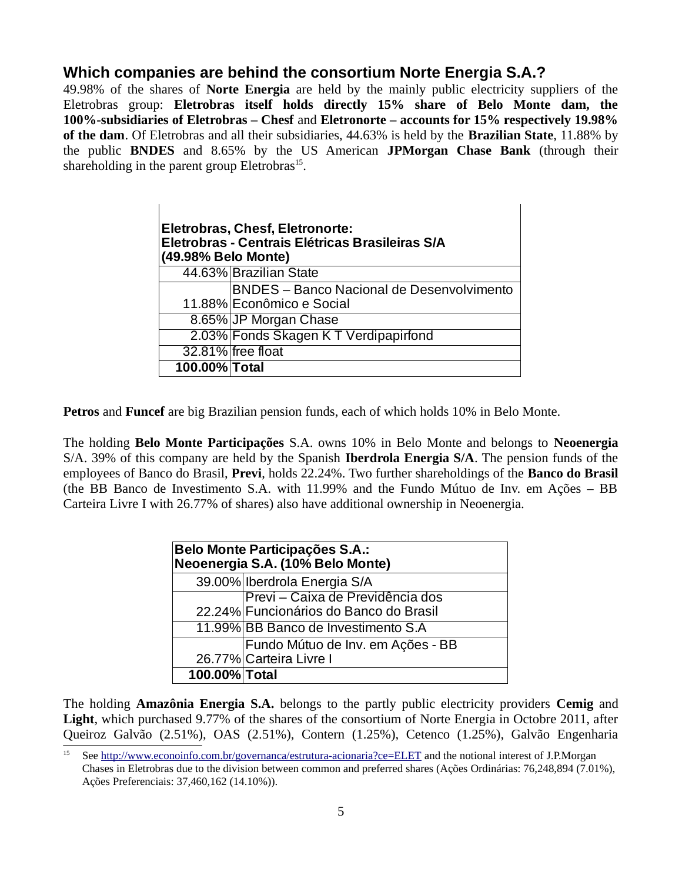## Which companies are behind the consortium Norte Energia S.A.?

49.98% of the shares of **Norte Energia** are held by the mainly public electricity suppliers of the Eletrobras group: **Eletrobras itself holds directly 15% share of Belo Monte dam, the 100%-subsidiaries of Eletrobras – Chesf** and **Eletronorte – accounts for 15% respectively 19.98% of the dam**. Of Eletrobras and all their subsidiaries, 44.63% is held by the **Brazilian State**, 11.88% by the public **BNDES** and 8.65% by the US American **JPMorgan Chase Bank** (through their shareholding in the parent group Eletrobras[15].

| **Eletrobras, Chesf, Eletronorte: Eletrobras - Centrais Elétricas Brasileiras S/A (49.98% Belo Monte)** | |
|---|---|
| 44.63% | Brazilian State |
| 11.88% | BNDES – Banco Nacional de Desenvolvimento Econômico e Social |
| 8.65% | JP Morgan Chase |
| 2.03% | Fonds Skagen K T Verdipapirfond |
| 32.81% | free float |
| **100.00%** | **Total** |

**Petros** and **Funcef** are big Brazilian pension funds, each of which holds 10% in Belo Monte.

The holding **Belo Monte Participações** S.A. owns 10% in Belo Monte and belongs to **Neoenergia** S/A. 39% of this company are held by the Spanish **Iberdrola Energia S/A**. The pension funds of the employees of Banco do Brasil, **Previ**, holds 22.24%. Two further shareholdings of the **Banco do Brasil** (the BB Banco de Investimento S.A. with 11.99% and the Fundo Mútuo de Inv. em Ações – BB Carteira Livre I with 26.77% of shares) also have additional ownership in Neoenergia.

| **Belo Monte Participações S.A.: Neoenergia S.A. (10% Belo Monte)** | |
|---|---|
| 39.00% | Iberdrola Energia S/A |
| 22.24% | Previ – Caixa de Previdência dos Funcionários do Banco do Brasil |
| 11.99% | BB Banco de Investimento S.A |
| 26.77% | Fundo Mútuo de Inv. em Ações - BB Carteira Livre I |
| **100.00%** | **Total** |

The holding **Amazônia Energia S.A.** belongs to the partly public electricity providers **Cemig** and **Light**, which purchased 9.77% of the shares of the consortium of Norte Energia in Octobre 2011, after Queiroz Galvão (2.51%), OAS (2.51%), Contern (1.25%), Cetenco (1.25%), Galvão Engenharia

[15] See http://www.econoinfo.com.br/governanca/estrutura-acionaria?ce=ELET and the notional interest of J.P.Morgan Chases in Eletrobras due to the division between common and preferred shares (Ações Ordinárias: 76,248,894 (7.01%), Ações Preferenciais: 37,460,162 (14.10%)).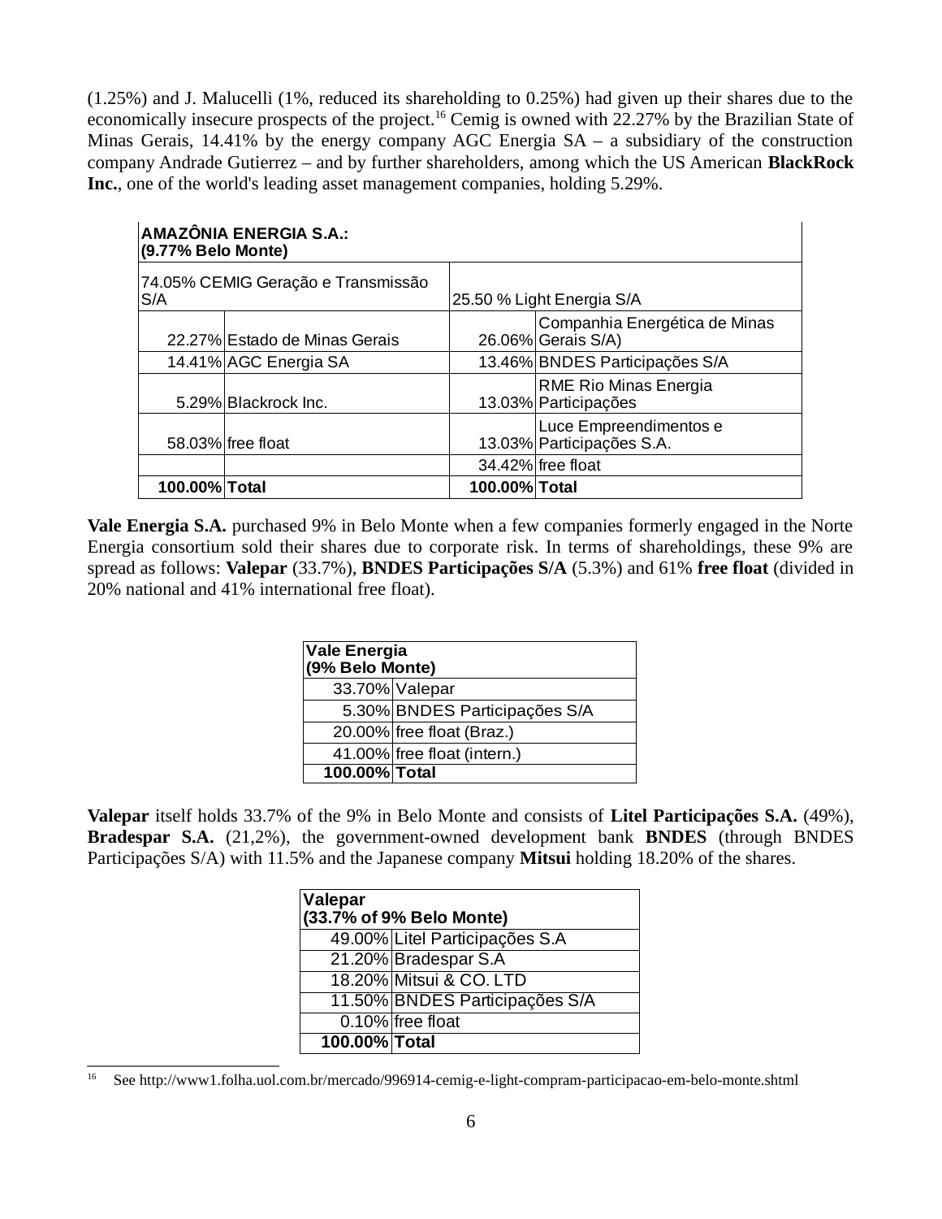(1.25%) and J. Malucelli (1%, reduced its shareholding to 0.25%) had given up their shares due to the economically insecure prospects of the project.[16] Cemig is owned with 22.27% by the Brazilian State of Minas Gerais, 14.41% by the energy company AGC Energia SA – a subsidiary of the construction company Andrade Gutierrez – and by further shareholders, among which the US American **BlackRock Inc.**, one of the world's leading asset management companies, holding 5.29%.

| **AMAZÔNIA ENERGIA S.A.: (9.77% Belo Monte)** | | | |
|---|---|---|---|
| 74.05% CEMIG Geração e Transmissão S/A | | 25.50 % Light Energia S/A | |
| 22.27% | Estado de Minas Gerais | 26.06% | Companhia Energética de Minas Gerais S/A) |
| 14.41% | AGC Energia SA | 13.46% | BNDES Participações S/A |
| 5.29% | Blackrock Inc. | 13.03% | RME Rio Minas Energia Participações |
| 58.03% | free float | 13.03% | Luce Empreendimentos e Participações S.A. |
| | | 34.42% | free float |
| **100.00%** | **Total** | **100.00%** | **Total** |

**Vale Energia S.A.** purchased 9% in Belo Monte when a few companies formerly engaged in the Norte Energia consortium sold their shares due to corporate risk. In terms of shareholdings, these 9% are spread as follows: **Valepar** (33.7%), **BNDES Participações S/A** (5.3%) and 61% **free float** (divided in 20% national and 41% international free float).

| **Vale Energia (9% Belo Monte)** | |
|---|---|
| 33.70% | Valepar |
| 5.30% | BNDES Participações S/A |
| 20.00% | free float (Braz.) |
| 41.00% | free float (intern.) |
| **100.00%** | **Total** |

**Valepar** itself holds 33.7% of the 9% in Belo Monte and consists of **Litel Participações S.A.** (49%), **Bradespar S.A.** (21,2%), the government-owned development bank **BNDES** (through BNDES Participações S/A) with 11.5% and the Japanese company **Mitsui** holding 18.20% of the shares.

| **Valepar (33.7% of 9% Belo Monte)** | |
|---|---|
| 49.00% | Litel Participações S.A |
| 21.20% | Bradespar S.A |
| 18.20% | Mitsui & CO. LTD |
| 11.50% | BNDES Participações S/A |
| 0.10% | free float |
| **100.00%** | **Total** |

[16] See http://www1.folha.uol.com.br/mercado/996914-cemig-e-light-compram-participacao-em-belo-monte.shtml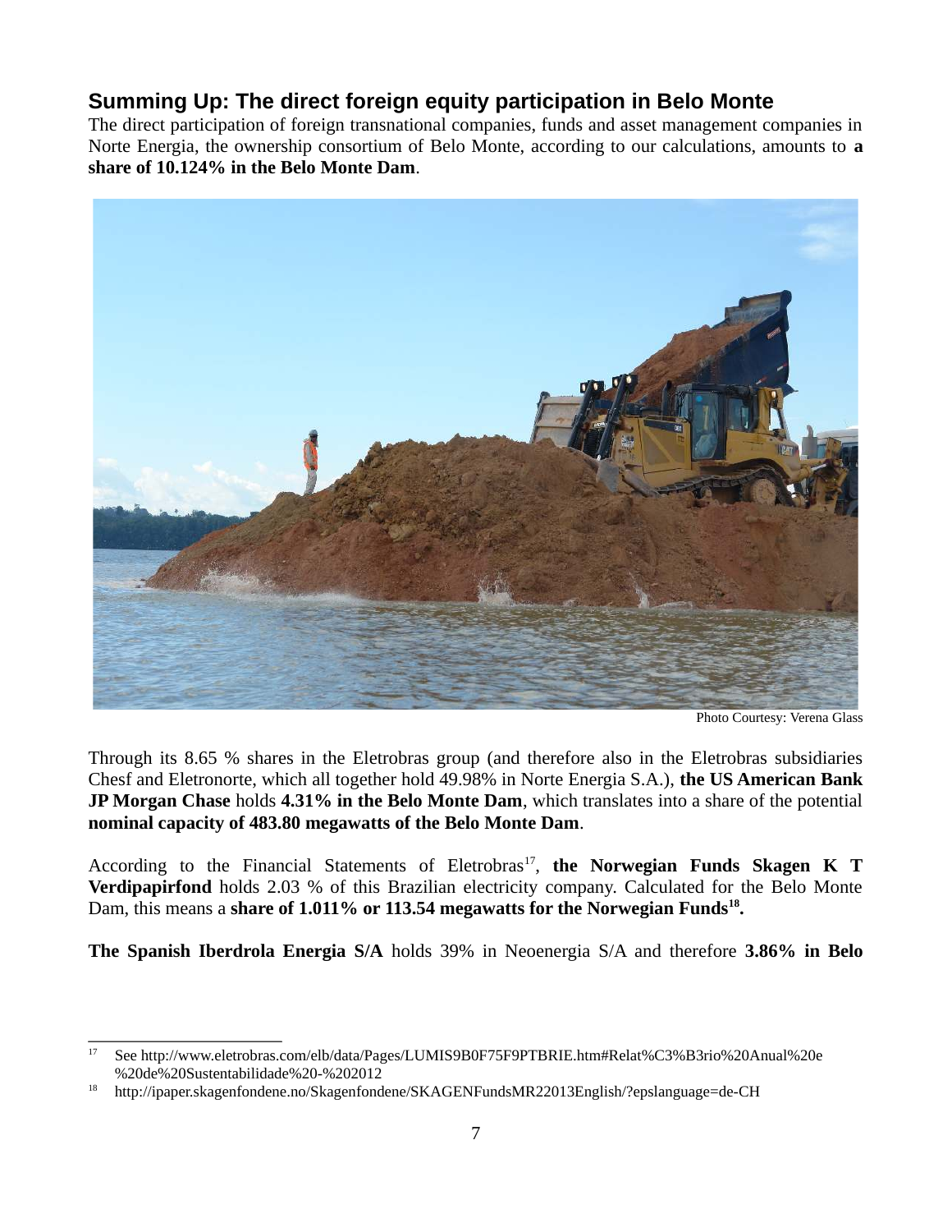## Summing Up: The direct foreign equity participation in Belo Monte

The direct participation of foreign transnational companies, funds and asset management companies in Norte Energia, the ownership consortium of Belo Monte, according to our calculations, amounts to **a share of 10.124% in the Belo Monte Dam**.

Photo Courtesy: Verena Glass

Through its 8.65 % shares in the Eletrobras group (and therefore also in the Eletrobras subsidiaries Chesf and Eletronorte, which all together hold 49.98% in Norte Energia S.A.), **the US American Bank JP Morgan Chase** holds **4.31% in the Belo Monte Dam**, which translates into a share of the potential **nominal capacity of 483.80 megawatts of the Belo Monte Dam**.

According to the Financial Statements of Eletrobras[17], **the Norwegian Funds Skagen K T Verdipapirfond** holds 2.03 % of this Brazilian electricity company. Calculated for the Belo Monte Dam, this means a **share of 1.011% or 113.54 megawatts for the Norwegian Funds[18].**

**The Spanish Iberdrola Energia S/A** holds 39% in Neoenergia S/A and therefore **3.86% in Belo**

---

[17] See http://www.eletrobras.com/elb/data/Pages/LUMIS9B0F75F9PTBRIE.htm#Relat%C3%B3rio%20Anual%20e%20de%20Sustentabilidade%20-%202012

[18] http://ipaper.skagenfondene.no/Skagenfondene/SKAGENFundsMR22013English/?epslanguage=de-CH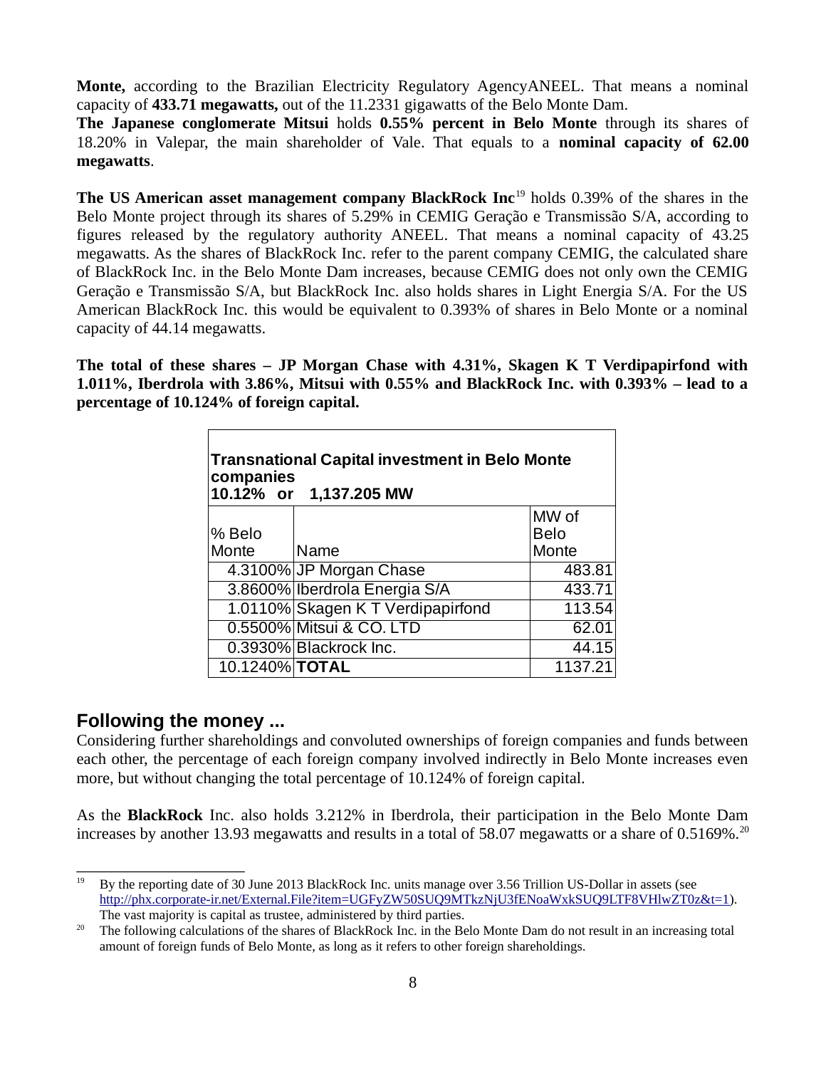**Monte,** according to the Brazilian Electricity Regulatory AgencyANEEL. That means a nominal capacity of **433.71 megawatts,** out of the 11.2331 gigawatts of the Belo Monte Dam.

**The Japanese conglomerate Mitsui** holds **0.55% percent in Belo Monte** through its shares of 18.20% in Valepar, the main shareholder of Vale. That equals to a **nominal capacity of 62.00 megawatts**.

**The US American asset management company BlackRock Inc**[19] holds 0.39% of the shares in the Belo Monte project through its shares of 5.29% in CEMIG Geração e Transmissão S/A, according to figures released by the regulatory authority ANEEL. That means a nominal capacity of 43.25 megawatts. As the shares of BlackRock Inc. refer to the parent company CEMIG, the calculated share of BlackRock Inc. in the Belo Monte Dam increases, because CEMIG does not only own the CEMIG Geração e Transmissão S/A, but BlackRock Inc. also holds shares in Light Energia S/A. For the US American BlackRock Inc. this would be equivalent to 0.393% of shares in Belo Monte or a nominal capacity of 44.14 megawatts.

**The total of these shares – JP Morgan Chase with 4.31%, Skagen K T Verdipapirfond with 1.011%, Iberdrola with 3.86%, Mitsui with 0.55% and BlackRock Inc. with 0.393% – lead to a percentage of 10.124% of foreign capital.**

| **Transnational Capital investment in Belo Monte companies 10.12% or 1,137.205 MW** | | |
|---|---|---|
| % Belo Monte | Name | MW of Belo Monte |
| 4.3100% | JP Morgan Chase | 483.81 |
| 3.8600% | Iberdrola Energia S/A | 433.71 |
| 1.0110% | Skagen K T Verdipapirfond | 113.54 |
| 0.5500% | Mitsui & CO. LTD | 62.01 |
| 0.3930% | Blackrock Inc. | 44.15 |
| 10.1240% | **TOTAL** | 1137.21 |

## Following the money ...

Considering further shareholdings and convoluted ownerships of foreign companies and funds between each other, the percentage of each foreign company involved indirectly in Belo Monte increases even more, but without changing the total percentage of 10.124% of foreign capital.

As the **BlackRock** Inc. also holds 3.212% in Iberdrola, their participation in the Belo Monte Dam increases by another 13.93 megawatts and results in a total of 58.07 megawatts or a share of 0.5169%.[20]

---

[19] By the reporting date of 30 June 2013 BlackRock Inc. units manage over 3.56 Trillion US-Dollar in assets (see http://phx.corporate-ir.net/External.File?item=UGFyZW50SUQ9MTkzNjU3fENoaWxkSUQ9LTF8VHlwZT0z&t=1). The vast majority is capital as trustee, administered by third parties.

[20] The following calculations of the shares of BlackRock Inc. in the Belo Monte Dam do not result in an increasing total amount of foreign funds of Belo Monte, as long as it refers to other foreign shareholdings.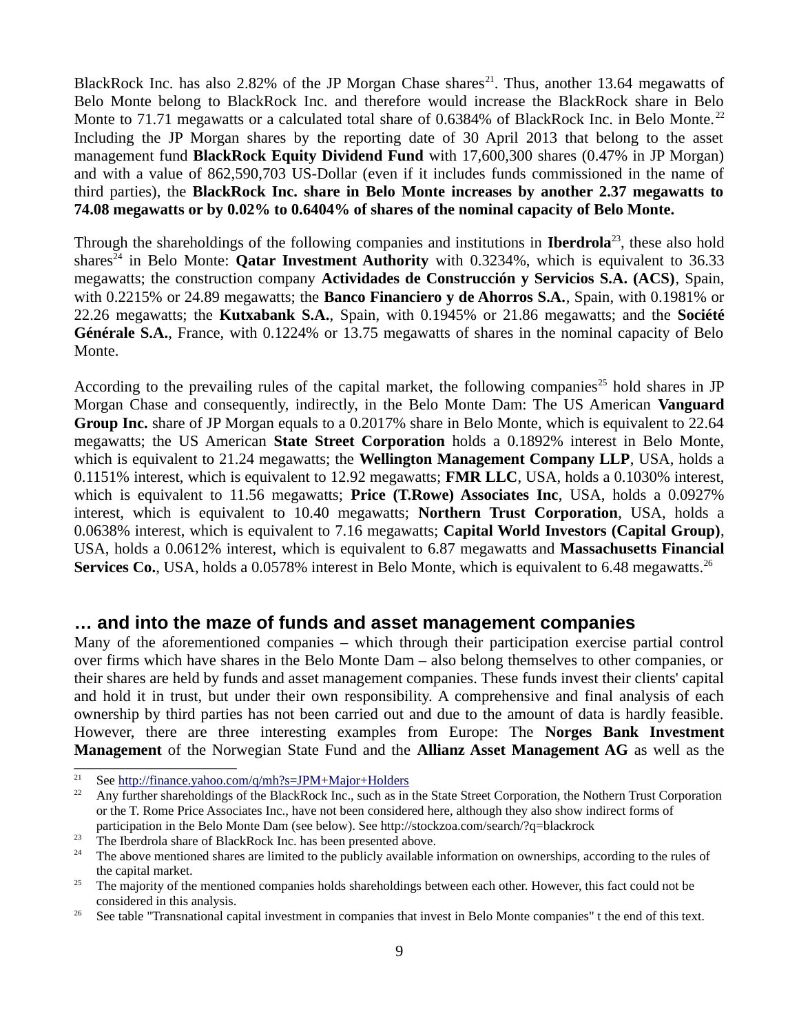BlackRock Inc. has also 2.82% of the JP Morgan Chase shares[21]. Thus, another 13.64 megawatts of Belo Monte belong to BlackRock Inc. and therefore would increase the BlackRock share in Belo Monte to 71.71 megawatts or a calculated total share of 0.6384% of BlackRock Inc. in Belo Monte.[22] Including the JP Morgan shares by the reporting date of 30 April 2013 that belong to the asset management fund **BlackRock Equity Dividend Fund** with 17,600,300 shares (0.47% in JP Morgan) and with a value of 862,590,703 US-Dollar (even if it includes funds commissioned in the name of third parties), the **BlackRock Inc. share in Belo Monte increases by another 2.37 megawatts to 74.08 megawatts or by 0.02% to 0.6404% of shares of the nominal capacity of Belo Monte.**

Through the shareholdings of the following companies and institutions in **Iberdrola**[23], these also hold shares[24] in Belo Monte: **Qatar Investment Authority** with 0.3234%, which is equivalent to 36.33 megawatts; the construction company **Actividades de Construcción y Servicios S.A. (ACS)**, Spain, with 0.2215% or 24.89 megawatts; the **Banco Financiero y de Ahorros S.A.**, Spain, with 0.1981% or 22.26 megawatts; the **Kutxabank S.A.**, Spain, with 0.1945% or 21.86 megawatts; and the **Société Générale S.A.**, France, with 0.1224% or 13.75 megawatts of shares in the nominal capacity of Belo Monte.

According to the prevailing rules of the capital market, the following companies[25] hold shares in JP Morgan Chase and consequently, indirectly, in the Belo Monte Dam: The US American **Vanguard Group Inc.** share of JP Morgan equals to a 0.2017% share in Belo Monte, which is equivalent to 22.64 megawatts; the US American **State Street Corporation** holds a 0.1892% interest in Belo Monte, which is equivalent to 21.24 megawatts; the **Wellington Management Company LLP**, USA, holds a 0.1151% interest, which is equivalent to 12.92 megawatts; **FMR LLC**, USA, holds a 0.1030% interest, which is equivalent to 11.56 megawatts; **Price (T.Rowe) Associates Inc**, USA, holds a 0.0927% interest, which is equivalent to 10.40 megawatts; **Northern Trust Corporation**, USA, holds a 0.0638% interest, which is equivalent to 7.16 megawatts; **Capital World Investors (Capital Group)**, USA, holds a 0.0612% interest, which is equivalent to 6.87 megawatts and **Massachusetts Financial Services Co.**, USA, holds a 0.0578% interest in Belo Monte, which is equivalent to 6.48 megawatts.[26]

## … and into the maze of funds and asset management companies

Many of the aforementioned companies – which through their participation exercise partial control over firms which have shares in the Belo Monte Dam – also belong themselves to other companies, or their shares are held by funds and asset management companies. These funds invest their clients' capital and hold it in trust, but under their own responsibility. A comprehensive and final analysis of each ownership by third parties has not been carried out and due to the amount of data is hardly feasible. However, there are three interesting examples from Europe: The **Norges Bank Investment Management** of the Norwegian State Fund and the **Allianz Asset Management AG** as well as the

---

[21] See http://finance.yahoo.com/q/mh?s=JPM+Major+Holders

[22] Any further shareholdings of the BlackRock Inc., such as in the State Street Corporation, the Nothern Trust Corporation or the T. Rome Price Associates Inc., have not been considered here, although they also show indirect forms of participation in the Belo Monte Dam (see below). See http://stockzoa.com/search/?q=blackrock

[23] The Iberdrola share of BlackRock Inc. has been presented above.

[24] The above mentioned shares are limited to the publicly available information on ownerships, according to the rules of the capital market.

[25] The majority of the mentioned companies holds shareholdings between each other. However, this fact could not be considered in this analysis.

[26] See table "Transnational capital investment in companies that invest in Belo Monte companies" t the end of this text.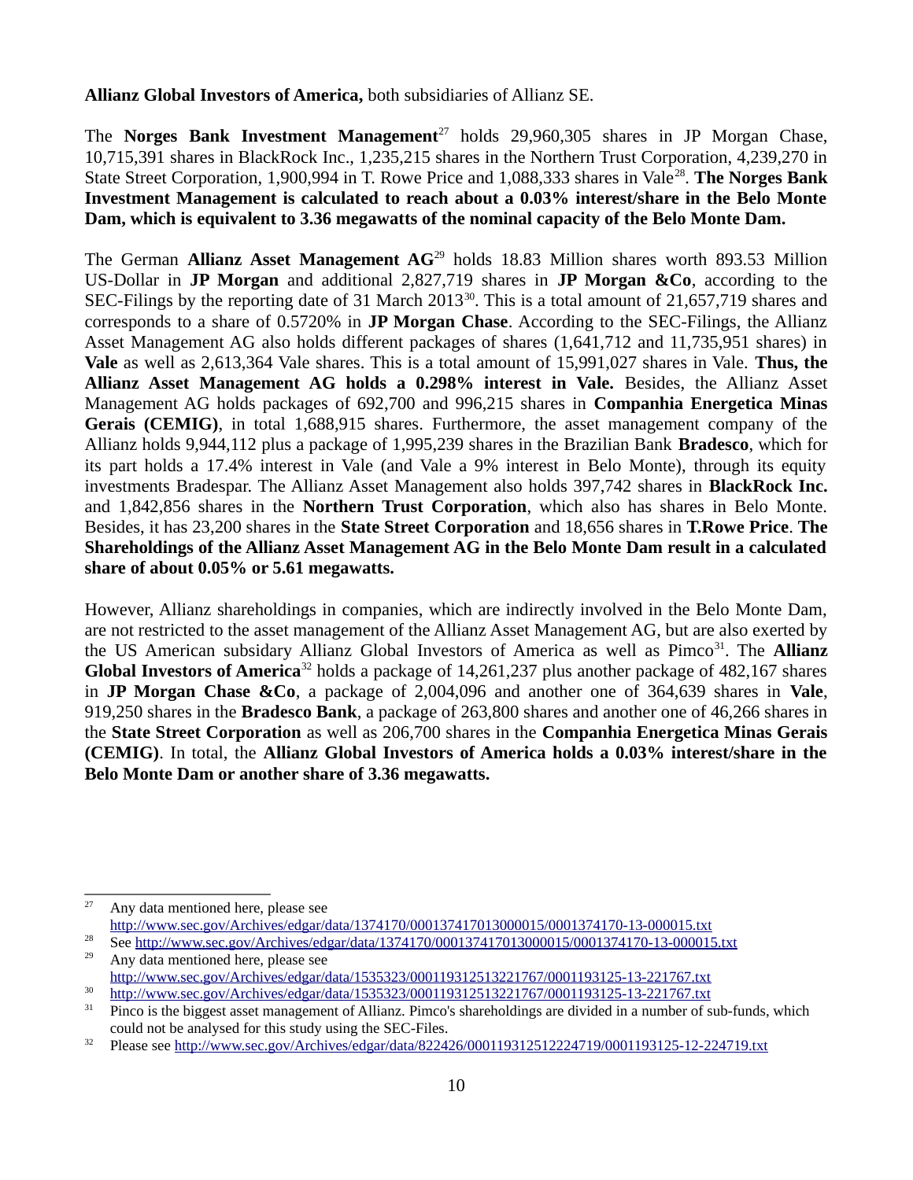**Allianz Global Investors of America,** both subsidiaries of Allianz SE.

The **Norges Bank Investment Management**[27] holds 29,960,305 shares in JP Morgan Chase, 10,715,391 shares in BlackRock Inc., 1,235,215 shares in the Northern Trust Corporation, 4,239,270 in State Street Corporation, 1,900,994 in T. Rowe Price and 1,088,333 shares in Vale[28]. **The Norges Bank Investment Management is calculated to reach about a 0.03% interest/share in the Belo Monte Dam, which is equivalent to 3.36 megawatts of the nominal capacity of the Belo Monte Dam.**

The German **Allianz Asset Management AG**[29] holds 18.83 Million shares worth 893.53 Million US-Dollar in **JP Morgan** and additional 2,827,719 shares in **JP Morgan &Co**, according to the SEC-Filings by the reporting date of 31 March 2013[30]. This is a total amount of 21,657,719 shares and corresponds to a share of 0.5720% in **JP Morgan Chase**. According to the SEC-Filings, the Allianz Asset Management AG also holds different packages of shares (1,641,712 and 11,735,951 shares) in **Vale** as well as 2,613,364 Vale shares. This is a total amount of 15,991,027 shares in Vale. **Thus, the Allianz Asset Management AG holds a 0.298% interest in Vale.** Besides, the Allianz Asset Management AG holds packages of 692,700 and 996,215 shares in **Companhia Energetica Minas Gerais (CEMIG)**, in total 1,688,915 shares. Furthermore, the asset management company of the Allianz holds 9,944,112 plus a package of 1,995,239 shares in the Brazilian Bank **Bradesco**, which for its part holds a 17.4% interest in Vale (and Vale a 9% interest in Belo Monte), through its equity investments Bradespar. The Allianz Asset Management also holds 397,742 shares in **BlackRock Inc.** and 1,842,856 shares in the **Northern Trust Corporation**, which also has shares in Belo Monte. Besides, it has 23,200 shares in the **State Street Corporation** and 18,656 shares in **T.Rowe Price**. **The Shareholdings of the Allianz Asset Management AG in the Belo Monte Dam result in a calculated share of about 0.05% or 5.61 megawatts.**

However, Allianz shareholdings in companies, which are indirectly involved in the Belo Monte Dam, are not restricted to the asset management of the Allianz Asset Management AG, but are also exerted by the US American subsidary Allianz Global Investors of America as well as Pimco[31]. The **Allianz Global Investors of America**[32] holds a package of 14,261,237 plus another package of 482,167 shares in **JP Morgan Chase &Co**, a package of 2,004,096 and another one of 364,639 shares in **Vale**, 919,250 shares in the **Bradesco Bank**, a package of 263,800 shares and another one of 46,266 shares in the **State Street Corporation** as well as 206,700 shares in the **Companhia Energetica Minas Gerais (CEMIG)**. In total, the **Allianz Global Investors of America holds a 0.03% interest/share in the Belo Monte Dam or another share of 3.36 megawatts.**

---

[27] Any data mentioned here, please see http://www.sec.gov/Archives/edgar/data/1374170/000137417013000015/0001374170-13-000015.txt

[28] See http://www.sec.gov/Archives/edgar/data/1374170/000137417013000015/0001374170-13-000015.txt

[29] Any data mentioned here, please see http://www.sec.gov/Archives/edgar/data/1535323/000119312513221767/0001193125-13-221767.txt

[30] http://www.sec.gov/Archives/edgar/data/1535323/000119312513221767/0001193125-13-221767.txt

[31] Pinco is the biggest asset management of Allianz. Pimco's shareholdings are divided in a number of sub-funds, which could not be analysed for this study using the SEC-Files.

[32] Please see http://www.sec.gov/Archives/edgar/data/822426/000119312512224719/0001193125-12-224719.txt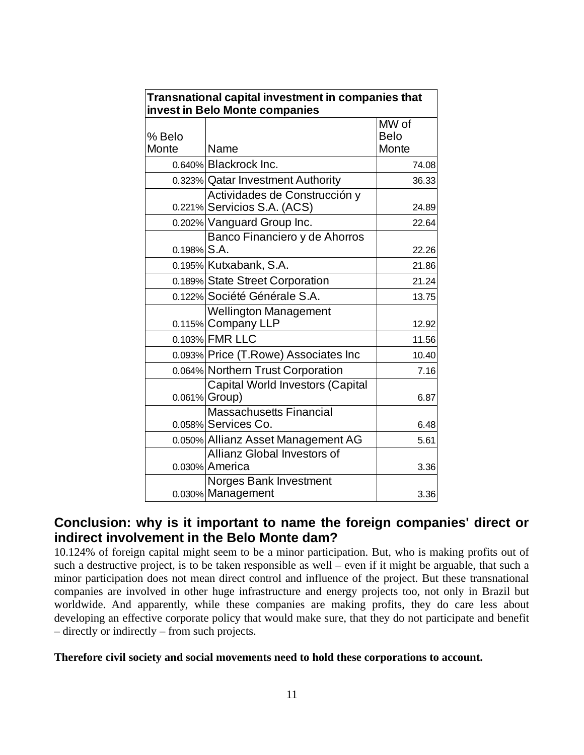| Transnational capital investment in companies that invest in Belo Monte companies | | |
|---|---|---|
| % Belo Monte | Name | MW of Belo Monte |
| 0.640% | Blackrock Inc. | 74.08 |
| 0.323% | Qatar Investment Authority | 36.33 |
| 0.221% | Actividades de Construcción y Servicios S.A. (ACS) | 24.89 |
| 0.202% | Vanguard Group Inc. | 22.64 |
| 0.198% | Banco Financiero y de Ahorros S.A. | 22.26 |
| 0.195% | Kutxabank, S.A. | 21.86 |
| 0.189% | State Street Corporation | 21.24 |
| 0.122% | Société Générale S.A. | 13.75 |
| 0.115% | Wellington Management Company LLP | 12.92 |
| 0.103% | FMR LLC | 11.56 |
| 0.093% | Price (T.Rowe) Associates Inc | 10.40 |
| 0.064% | Northern Trust Corporation | 7.16 |
| 0.061% | Capital World Investors (Capital Group) | 6.87 |
| 0.058% | Massachusetts Financial Services Co. | 6.48 |
| 0.050% | Allianz Asset Management AG | 5.61 |
| 0.030% | Allianz Global Investors of America | 3.36 |
| 0.030% | Norges Bank Investment Management | 3.36 |

## Conclusion: why is it important to name the foreign companies' direct or indirect involvement in the Belo Monte dam?

10.124% of foreign capital might seem to be a minor participation. But, who is making profits out of such a destructive project, is to be taken responsible as well – even if it might be arguable, that such a minor participation does not mean direct control and influence of the project. But these transnational companies are involved in other huge infrastructure and energy projects too, not only in Brazil but worldwide. And apparently, while these companies are making profits, they do care less about developing an effective corporate policy that would make sure, that they do not participate and benefit – directly or indirectly – from such projects.

**Therefore civil society and social movements need to hold these corporations to account.**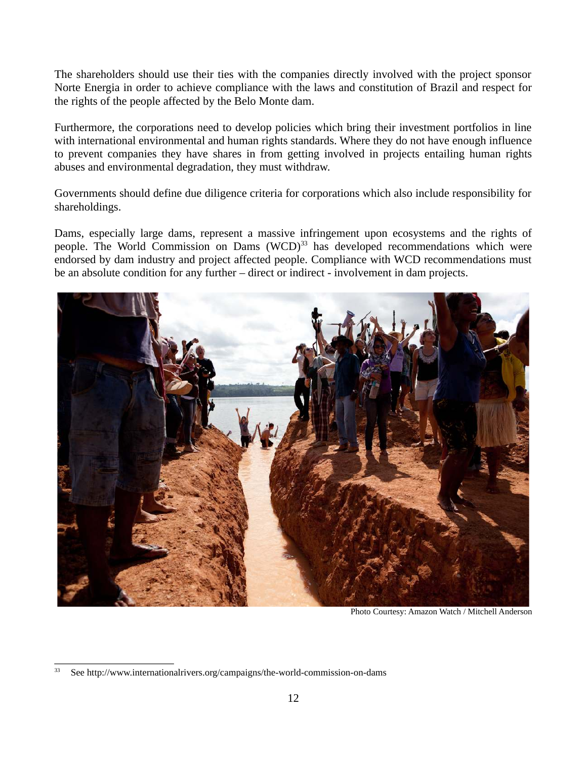The shareholders should use their ties with the companies directly involved with the project sponsor Norte Energia in order to achieve compliance with the laws and constitution of Brazil and respect for the rights of the people affected by the Belo Monte dam.

Furthermore, the corporations need to develop policies which bring their investment portfolios in line with international environmental and human rights standards. Where they do not have enough influence to prevent companies they have shares in from getting involved in projects entailing human rights abuses and environmental degradation, they must withdraw.

Governments should define due diligence criteria for corporations which also include responsibility for shareholdings.

Dams, especially large dams, represent a massive infringement upon ecosystems and the rights of people. The World Commission on Dams (WCD)[33] has developed recommendations which were endorsed by dam industry and project affected people. Compliance with WCD recommendations must be an absolute condition for any further – direct or indirect - involvement in dam projects.

Photo Courtesy: Amazon Watch / Mitchell Anderson

[33] See http://www.internationalrivers.org/campaigns/the-world-commission-on-dams